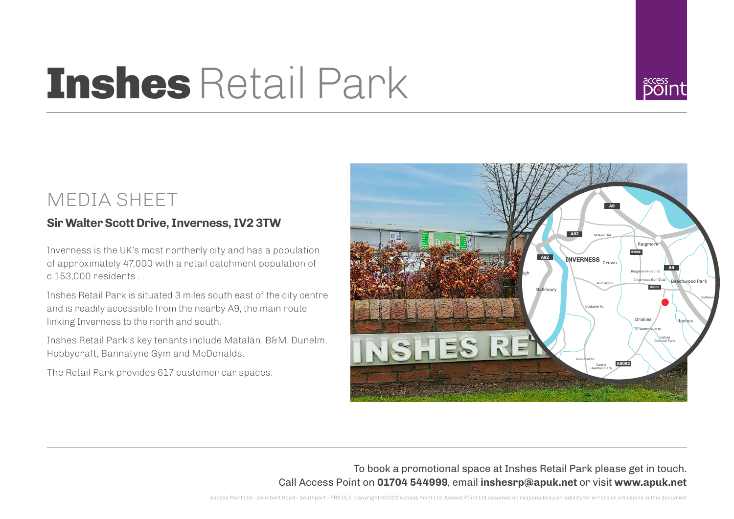# Inshes Retail Park

## MEDIA SHEET

### Sir Walter Scott Drive, Inverness, IV2 3TW

Inverness is the UK's most northerly city and has a population of approximately 47,000 with a retail catchment population of c.153,000 residents .

Inshes Retail Park is situated 3 miles south east of the city centre and is readily accessible from the nearby A9, the main route linking Inverness to the north and south.

Inshes Retail Park's key tenants include Matalan, B&M, Dunelm, Hobbycraft, Bannatyne Gym and McDonalds.

The Retail Park provides 617 customer car spaces.

To book a promotional space at Inshes Retail Park please get in touch.
Call Access Point on **01704 544999**, email **inshesrp@apuk.net** or visit **www.apuk.net**

Access Point Ltd - 2A Albert Road - Southport - PR9 0LE. Copyright ©2022 Access Point Ltd. Access Point Ltd assumes no responsibility or liability for errors or omissions in this document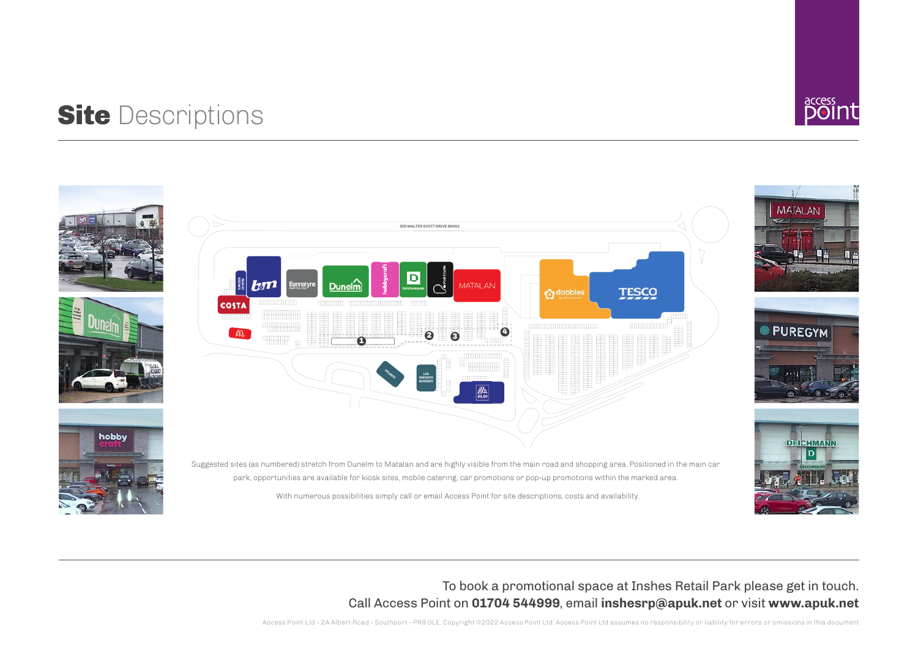# **Site** Descriptions

Suggested sites (as numbered) stretch from Dunelm to Matalan and are highly visible from the main road and shopping area. Positioned in the main car park, opportunities are available for kiosk sites, mobile catering, car promotions or pop-up promotions within the marked area.

With numerous possibilities simply call or email Access Point for site descriptions, costs and availability.

To book a promotional space at Inshes Retail Park please get in touch.
Call Access Point on **01704 544999**, email **inshesrp@apuk.net** or visit **www.apuk.net**

Access Point Ltd - 2A Albert Road - Southport - PR9 0LE. Copyright ©2022 Access Point Ltd. Access Point Ltd assumes no responsibility or liability for errors or omissions in this document